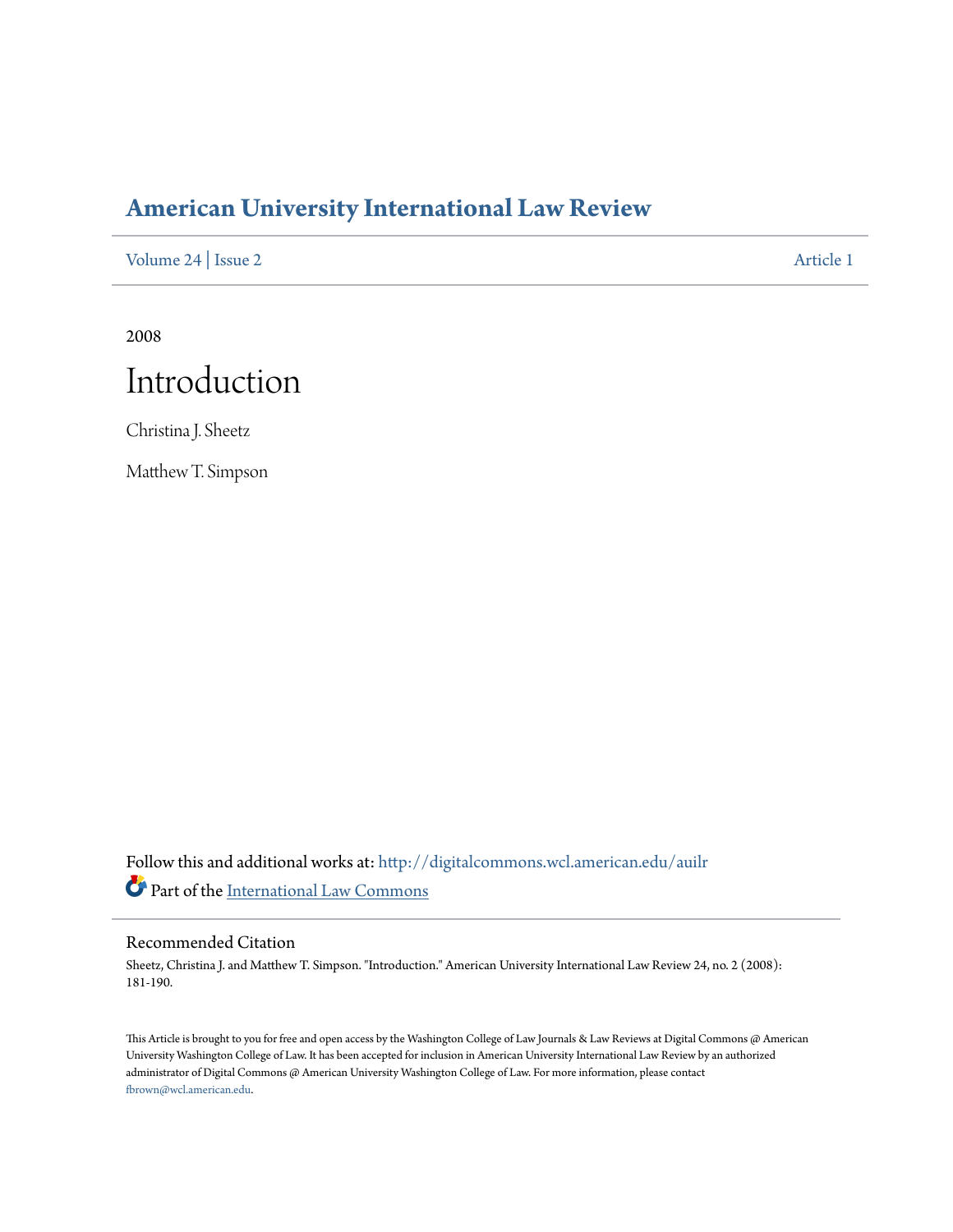# American University International Law Review

Volume 24 | Issue 2 Article 1

2008

# Introduction

Christina J. Sheetz

Matthew T. Simpson

Follow this and additional works at: http://digitalcommons.wcl.american.edu/auilr

Part of the International Law Commons

## Recommended Citation

Sheetz, Christina J. and Matthew T. Simpson. "Introduction." American University International Law Review 24, no. 2 (2008): 181-190.

This Article is brought to you for free and open access by the Washington College of Law Journals & Law Reviews at Digital Commons @ American University Washington College of Law. It has been accepted for inclusion in American University International Law Review by an authorized administrator of Digital Commons @ American University Washington College of Law. For more information, please contact fbrown@wcl.american.edu.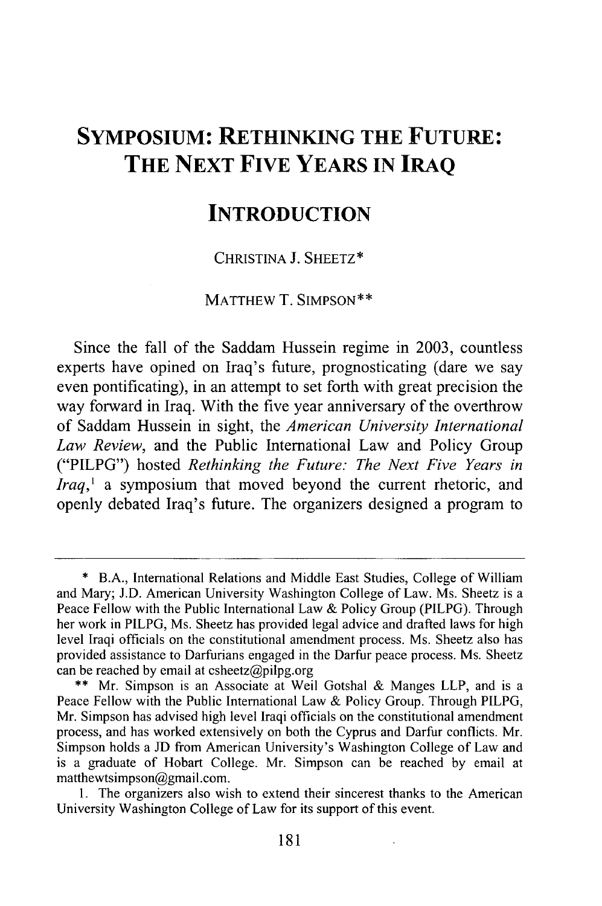# SYMPOSIUM: RETHINKING THE FUTURE: THE NEXT FIVE YEARS IN IRAQ

## INTRODUCTION

CHRISTINA J. SHEETZ*

MATTHEW T. SIMPSON**

Since the fall of the Saddam Hussein regime in 2003, countless experts have opined on Iraq's future, prognosticating (dare we say even pontificating), in an attempt to set forth with great precision the way forward in Iraq. With the five year anniversary of the overthrow of Saddam Hussein in sight, the *American University International Law Review*, and the Public International Law and Policy Group ("PILPG") hosted *Rethinking the Future: The Next Five Years in Iraq*,[1] a symposium that moved beyond the current rhetoric, and openly debated Iraq's future. The organizers designed a program to

---

\* B.A., International Relations and Middle East Studies, College of William and Mary; J.D. American University Washington College of Law. Ms. Sheetz is a Peace Fellow with the Public International Law & Policy Group (PILPG). Through her work in PILPG, Ms. Sheetz has provided legal advice and drafted laws for high level Iraqi officials on the constitutional amendment process. Ms. Sheetz also has provided assistance to Darfurians engaged in the Darfur peace process. Ms. Sheetz can be reached by email at csheetz@pilpg.org

\*\* Mr. Simpson is an Associate at Weil Gotshal & Manges LLP, and is a Peace Fellow with the Public International Law & Policy Group. Through PILPG, Mr. Simpson has advised high level Iraqi officials on the constitutional amendment process, and has worked extensively on both the Cyprus and Darfur conflicts. Mr. Simpson holds a JD from American University's Washington College of Law and is a graduate of Hobart College. Mr. Simpson can be reached by email at matthewtsimpson@gmail.com.

1. The organizers also wish to extend their sincerest thanks to the American University Washington College of Law for its support of this event.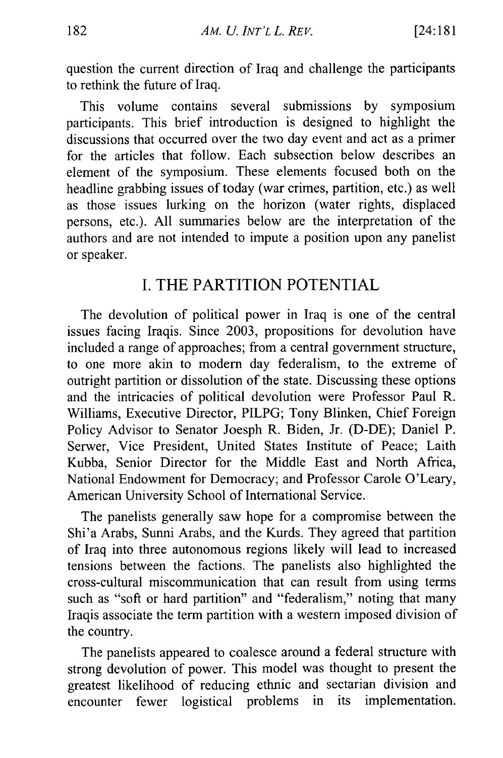question the current direction of Iraq and challenge the participants to rethink the future of Iraq.

This volume contains several submissions by symposium participants. This brief introduction is designed to highlight the discussions that occurred over the two day event and act as a primer for the articles that follow. Each subsection below describes an element of the symposium. These elements focused both on the headline grabbing issues of today (war crimes, partition, etc.) as well as those issues lurking on the horizon (water rights, displaced persons, etc.). All summaries below are the interpretation of the authors and are not intended to impute a position upon any panelist or speaker.

## I. THE PARTITION POTENTIAL

The devolution of political power in Iraq is one of the central issues facing Iraqis. Since 2003, propositions for devolution have included a range of approaches; from a central government structure, to one more akin to modern day federalism, to the extreme of outright partition or dissolution of the state. Discussing these options and the intricacies of political devolution were Professor Paul R. Williams, Executive Director, PILPG; Tony Blinken, Chief Foreign Policy Advisor to Senator Joesph R. Biden, Jr. (D-DE); Daniel P. Serwer, Vice President, United States Institute of Peace; Laith Kubba, Senior Director for the Middle East and North Africa, National Endowment for Democracy; and Professor Carole O'Leary, American University School of International Service.

The panelists generally saw hope for a compromise between the Shi'a Arabs, Sunni Arabs, and the Kurds. They agreed that partition of Iraq into three autonomous regions likely will lead to increased tensions between the factions. The panelists also highlighted the cross-cultural miscommunication that can result from using terms such as "soft or hard partition" and "federalism," noting that many Iraqis associate the term partition with a western imposed division of the country.

The panelists appeared to coalesce around a federal structure with strong devolution of power. This model was thought to present the greatest likelihood of reducing ethnic and sectarian division and encounter fewer logistical problems in its implementation.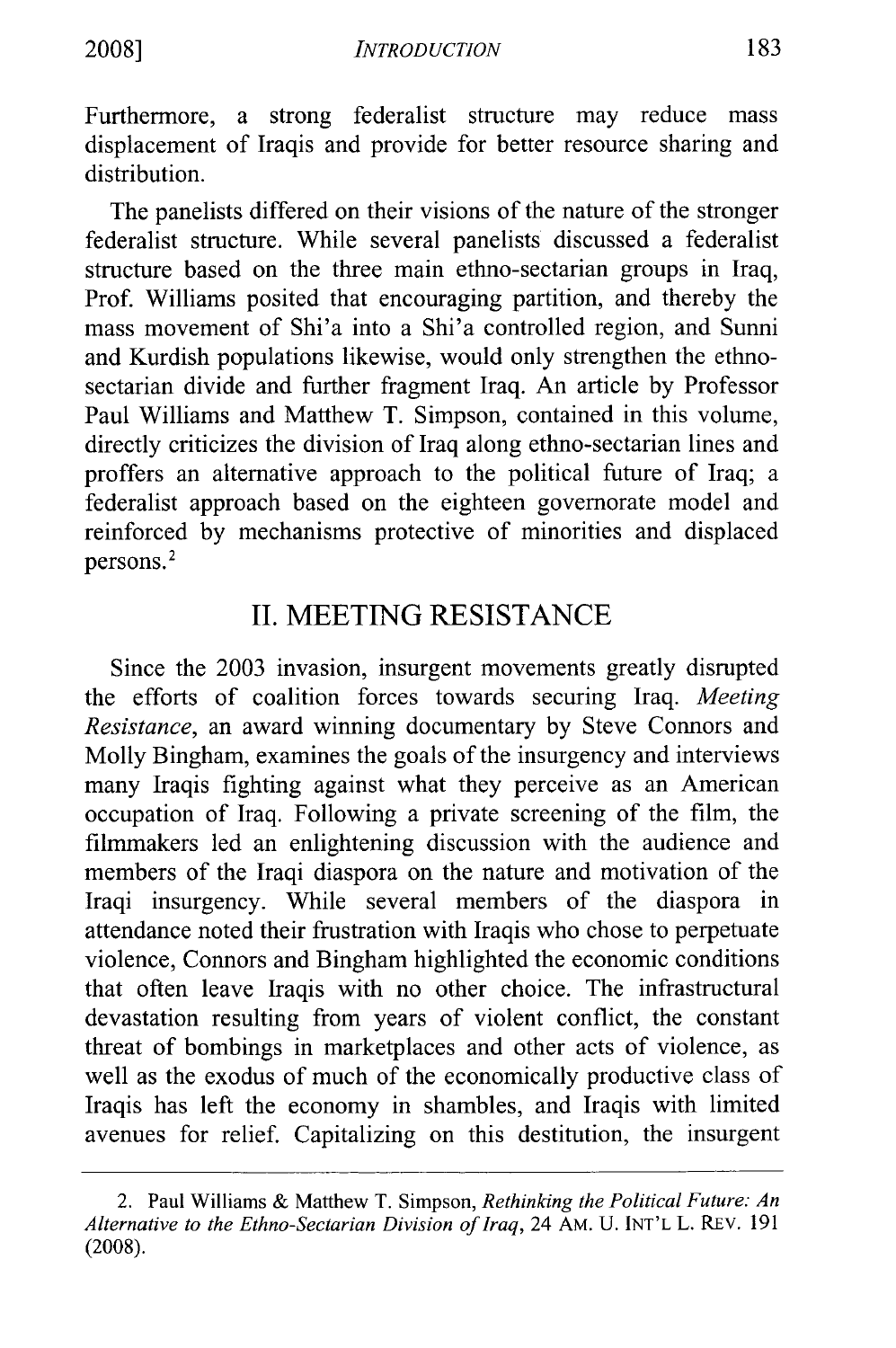Furthermore, a strong federalist structure may reduce mass displacement of Iraqis and provide for better resource sharing and distribution.

The panelists differed on their visions of the nature of the stronger federalist structure. While several panelists discussed a federalist structure based on the three main ethno-sectarian groups in Iraq, Prof. Williams posited that encouraging partition, and thereby the mass movement of Shi'a into a Shi'a controlled region, and Sunni and Kurdish populations likewise, would only strengthen the ethno-sectarian divide and further fragment Iraq. An article by Professor Paul Williams and Matthew T. Simpson, contained in this volume, directly criticizes the division of Iraq along ethno-sectarian lines and proffers an alternative approach to the political future of Iraq; a federalist approach based on the eighteen governorate model and reinforced by mechanisms protective of minorities and displaced persons.[2]

## II. MEETING RESISTANCE

Since the 2003 invasion, insurgent movements greatly disrupted the efforts of coalition forces towards securing Iraq. *Meeting Resistance*, an award winning documentary by Steve Connors and Molly Bingham, examines the goals of the insurgency and interviews many Iraqis fighting against what they perceive as an American occupation of Iraq. Following a private screening of the film, the filmmakers led an enlightening discussion with the audience and members of the Iraqi diaspora on the nature and motivation of the Iraqi insurgency. While several members of the diaspora in attendance noted their frustration with Iraqis who chose to perpetuate violence, Connors and Bingham highlighted the economic conditions that often leave Iraqis with no other choice. The infrastructural devastation resulting from years of violent conflict, the constant threat of bombings in marketplaces and other acts of violence, as well as the exodus of much of the economically productive class of Iraqis has left the economy in shambles, and Iraqis with limited avenues for relief. Capitalizing on this destitution, the insurgent

---

2. Paul Williams & Matthew T. Simpson, *Rethinking the Political Future: An Alternative to the Ethno-Sectarian Division of Iraq*, 24 AM. U. INT'L L. REV. 191 (2008).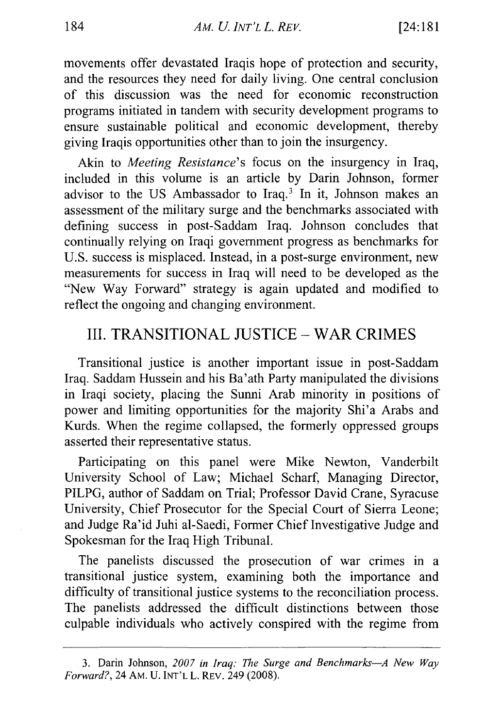movements offer devastated Iraqis hope of protection and security, and the resources they need for daily living. One central conclusion of this discussion was the need for economic reconstruction programs initiated in tandem with security development programs to ensure sustainable political and economic development, thereby giving Iraqis opportunities other than to join the insurgency.

Akin to *Meeting Resistance*'s focus on the insurgency in Iraq, included in this volume is an article by Darin Johnson, former advisor to the US Ambassador to Iraq.[3] In it, Johnson makes an assessment of the military surge and the benchmarks associated with defining success in post-Saddam Iraq. Johnson concludes that continually relying on Iraqi government progress as benchmarks for U.S. success is misplaced. Instead, in a post-surge environment, new measurements for success in Iraq will need to be developed as the "New Way Forward" strategy is again updated and modified to reflect the ongoing and changing environment.

## III. TRANSITIONAL JUSTICE – WAR CRIMES

Transitional justice is another important issue in post-Saddam Iraq. Saddam Hussein and his Ba'ath Party manipulated the divisions in Iraqi society, placing the Sunni Arab minority in positions of power and limiting opportunities for the majority Shi'a Arabs and Kurds. When the regime collapsed, the formerly oppressed groups asserted their representative status.

Participating on this panel were Mike Newton, Vanderbilt University School of Law; Michael Scharf, Managing Director, PILPG, author of Saddam on Trial; Professor David Crane, Syracuse University, Chief Prosecutor for the Special Court of Sierra Leone; and Judge Ra'id Juhi al-Saedi, Former Chief Investigative Judge and Spokesman for the Iraq High Tribunal.

The panelists discussed the prosecution of war crimes in a transitional justice system, examining both the importance and difficulty of transitional justice systems to the reconciliation process. The panelists addressed the difficult distinctions between those culpable individuals who actively conspired with the regime from

---

3. Darin Johnson, *2007 in Iraq: The Surge and Benchmarks—A New Way Forward?*, 24 AM. U. INT'L L. REV. 249 (2008).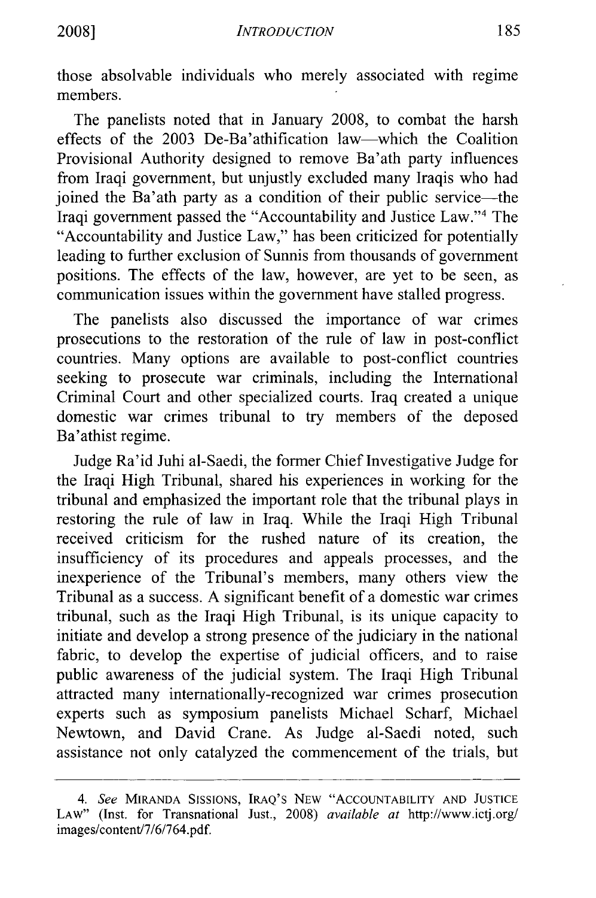those absolvable individuals who merely associated with regime members.

The panelists noted that in January 2008, to combat the harsh effects of the 2003 De-Ba'athification law—which the Coalition Provisional Authority designed to remove Ba'ath party influences from Iraqi government, but unjustly excluded many Iraqis who had joined the Ba'ath party as a condition of their public service—the Iraqi government passed the "Accountability and Justice Law."[4] The "Accountability and Justice Law," has been criticized for potentially leading to further exclusion of Sunnis from thousands of government positions. The effects of the law, however, are yet to be seen, as communication issues within the government have stalled progress.

The panelists also discussed the importance of war crimes prosecutions to the restoration of the rule of law in post-conflict countries. Many options are available to post-conflict countries seeking to prosecute war criminals, including the International Criminal Court and other specialized courts. Iraq created a unique domestic war crimes tribunal to try members of the deposed Ba'athist regime.

Judge Ra'id Juhi al-Saedi, the former Chief Investigative Judge for the Iraqi High Tribunal, shared his experiences in working for the tribunal and emphasized the important role that the tribunal plays in restoring the rule of law in Iraq. While the Iraqi High Tribunal received criticism for the rushed nature of its creation, the insufficiency of its procedures and appeals processes, and the inexperience of the Tribunal's members, many others view the Tribunal as a success. A significant benefit of a domestic war crimes tribunal, such as the Iraqi High Tribunal, is its unique capacity to initiate and develop a strong presence of the judiciary in the national fabric, to develop the expertise of judicial officers, and to raise public awareness of the judicial system. The Iraqi High Tribunal attracted many internationally-recognized war crimes prosecution experts such as symposium panelists Michael Scharf, Michael Newtown, and David Crane. As Judge al-Saedi noted, such assistance not only catalyzed the commencement of the trials, but

---

4. *See* MIRANDA SISSIONS, IRAQ'S NEW "ACCOUNTABILITY AND JUSTICE LAW" (Inst. for Transnational Just., 2008) *available at* http://www.ictj.org/images/content/7/6/764.pdf.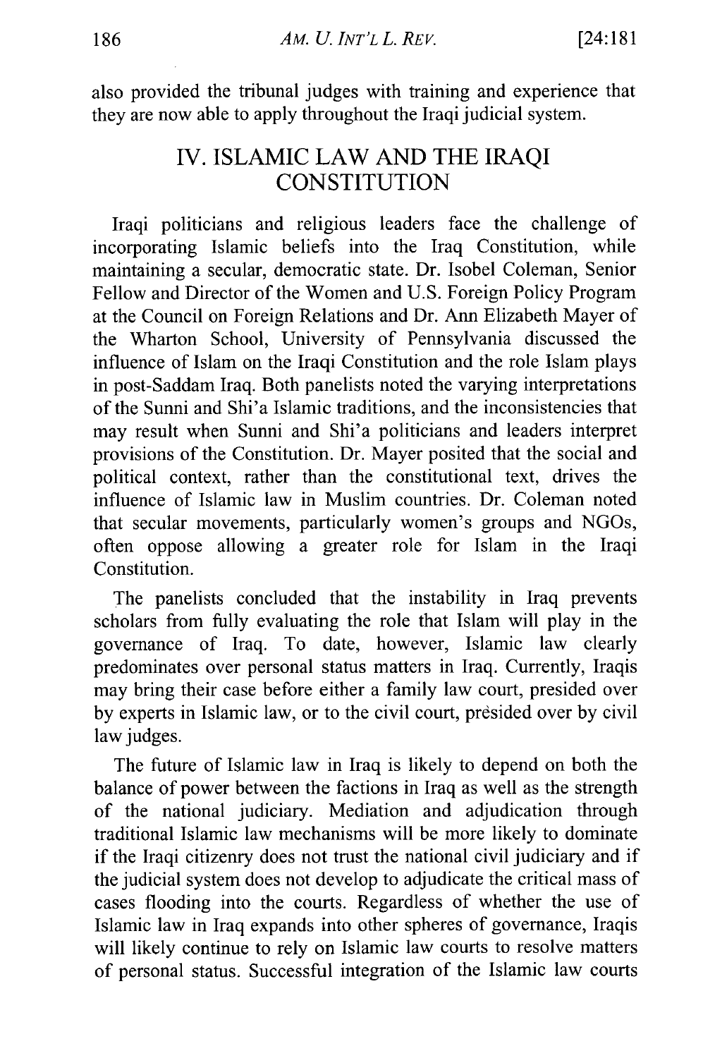also provided the tribunal judges with training and experience that they are now able to apply throughout the Iraqi judicial system.

## IV. ISLAMIC LAW AND THE IRAQI CONSTITUTION

Iraqi politicians and religious leaders face the challenge of incorporating Islamic beliefs into the Iraq Constitution, while maintaining a secular, democratic state. Dr. Isobel Coleman, Senior Fellow and Director of the Women and U.S. Foreign Policy Program at the Council on Foreign Relations and Dr. Ann Elizabeth Mayer of the Wharton School, University of Pennsylvania discussed the influence of Islam on the Iraqi Constitution and the role Islam plays in post-Saddam Iraq. Both panelists noted the varying interpretations of the Sunni and Shi'a Islamic traditions, and the inconsistencies that may result when Sunni and Shi'a politicians and leaders interpret provisions of the Constitution. Dr. Mayer posited that the social and political context, rather than the constitutional text, drives the influence of Islamic law in Muslim countries. Dr. Coleman noted that secular movements, particularly women's groups and NGOs, often oppose allowing a greater role for Islam in the Iraqi Constitution.

The panelists concluded that the instability in Iraq prevents scholars from fully evaluating the role that Islam will play in the governance of Iraq. To date, however, Islamic law clearly predominates over personal status matters in Iraq. Currently, Iraqis may bring their case before either a family law court, presided over by experts in Islamic law, or to the civil court, presided over by civil law judges.

The future of Islamic law in Iraq is likely to depend on both the balance of power between the factions in Iraq as well as the strength of the national judiciary. Mediation and adjudication through traditional Islamic law mechanisms will be more likely to dominate if the Iraqi citizenry does not trust the national civil judiciary and if the judicial system does not develop to adjudicate the critical mass of cases flooding into the courts. Regardless of whether the use of Islamic law in Iraq expands into other spheres of governance, Iraqis will likely continue to rely on Islamic law courts to resolve matters of personal status. Successful integration of the Islamic law courts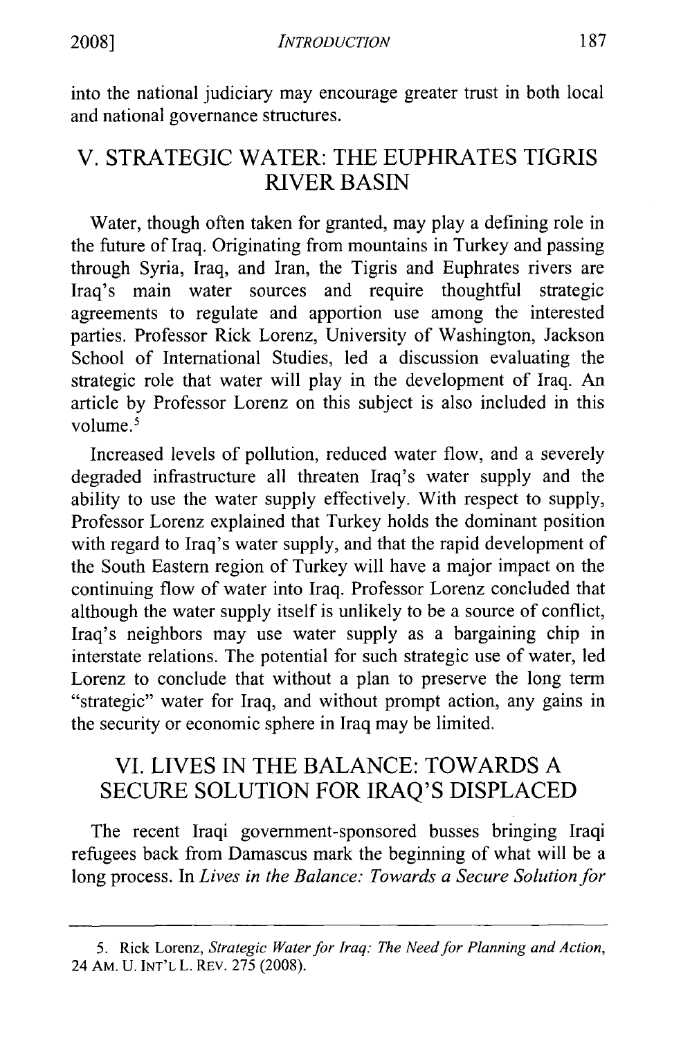into the national judiciary may encourage greater trust in both local and national governance structures.

## V. STRATEGIC WATER: THE EUPHRATES TIGRIS RIVER BASIN

Water, though often taken for granted, may play a defining role in the future of Iraq. Originating from mountains in Turkey and passing through Syria, Iraq, and Iran, the Tigris and Euphrates rivers are Iraq's main water sources and require thoughtful strategic agreements to regulate and apportion use among the interested parties. Professor Rick Lorenz, University of Washington, Jackson School of International Studies, led a discussion evaluating the strategic role that water will play in the development of Iraq. An article by Professor Lorenz on this subject is also included in this volume.[5]

Increased levels of pollution, reduced water flow, and a severely degraded infrastructure all threaten Iraq's water supply and the ability to use the water supply effectively. With respect to supply, Professor Lorenz explained that Turkey holds the dominant position with regard to Iraq's water supply, and that the rapid development of the South Eastern region of Turkey will have a major impact on the continuing flow of water into Iraq. Professor Lorenz concluded that although the water supply itself is unlikely to be a source of conflict, Iraq's neighbors may use water supply as a bargaining chip in interstate relations. The potential for such strategic use of water, led Lorenz to conclude that without a plan to preserve the long term "strategic" water for Iraq, and without prompt action, any gains in the security or economic sphere in Iraq may be limited.

## VI. LIVES IN THE BALANCE: TOWARDS A SECURE SOLUTION FOR IRAQ'S DISPLACED

The recent Iraqi government-sponsored busses bringing Iraqi refugees back from Damascus mark the beginning of what will be a long process. In *Lives in the Balance: Towards a Secure Solution for*

---

5. Rick Lorenz, *Strategic Water for Iraq: The Need for Planning and Action*, 24 AM. U. INT'L L. REV. 275 (2008).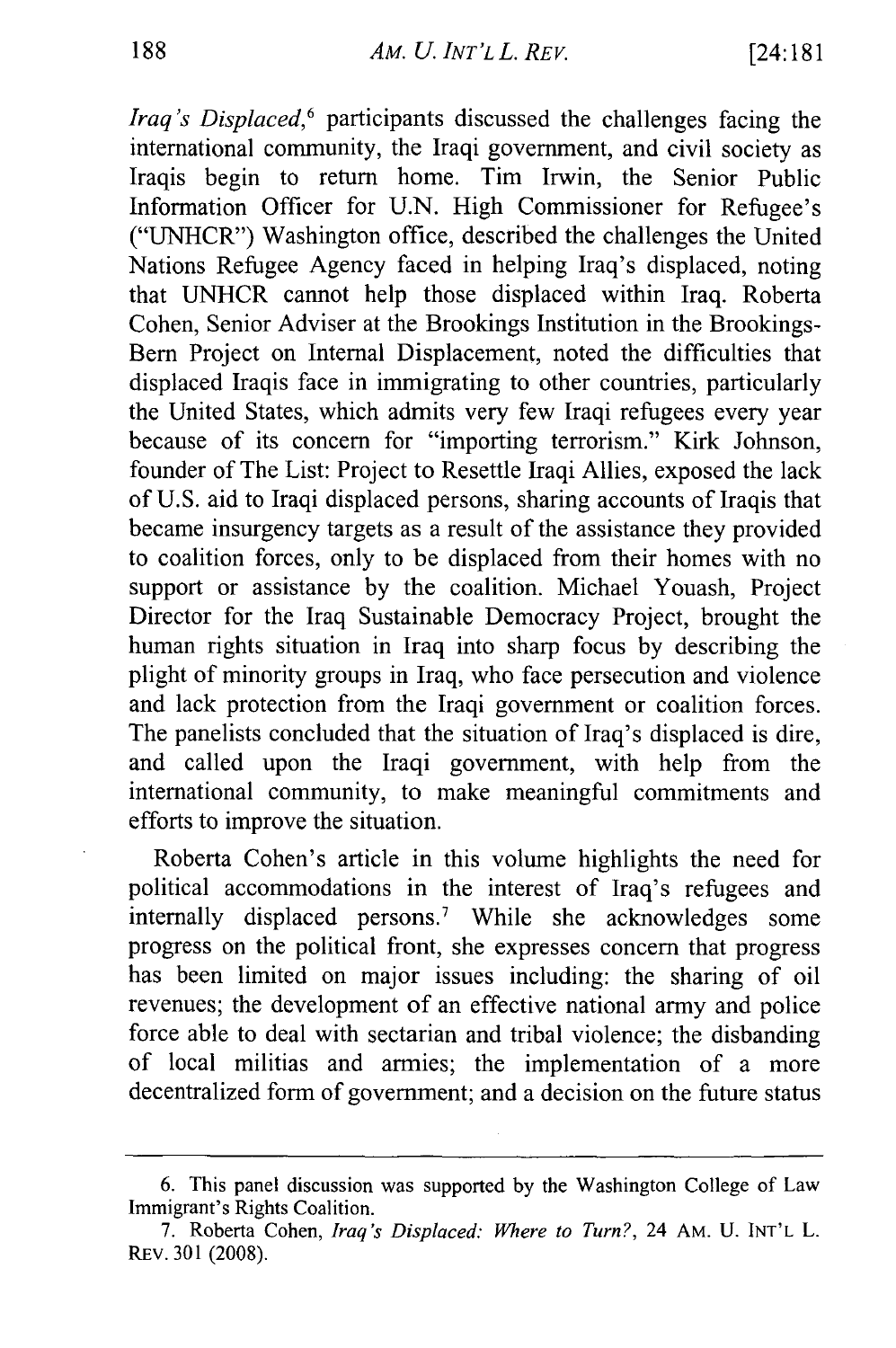*Iraq's Displaced*,[6] participants discussed the challenges facing the international community, the Iraqi government, and civil society as Iraqis begin to return home. Tim Irwin, the Senior Public Information Officer for U.N. High Commissioner for Refugee's ("UNHCR") Washington office, described the challenges the United Nations Refugee Agency faced in helping Iraq's displaced, noting that UNHCR cannot help those displaced within Iraq. Roberta Cohen, Senior Adviser at the Brookings Institution in the Brookings-Bern Project on Internal Displacement, noted the difficulties that displaced Iraqis face in immigrating to other countries, particularly the United States, which admits very few Iraqi refugees every year because of its concern for "importing terrorism." Kirk Johnson, founder of The List: Project to Resettle Iraqi Allies, exposed the lack of U.S. aid to Iraqi displaced persons, sharing accounts of Iraqis that became insurgency targets as a result of the assistance they provided to coalition forces, only to be displaced from their homes with no support or assistance by the coalition. Michael Youash, Project Director for the Iraq Sustainable Democracy Project, brought the human rights situation in Iraq into sharp focus by describing the plight of minority groups in Iraq, who face persecution and violence and lack protection from the Iraqi government or coalition forces. The panelists concluded that the situation of Iraq's displaced is dire, and called upon the Iraqi government, with help from the international community, to make meaningful commitments and efforts to improve the situation.

Roberta Cohen's article in this volume highlights the need for political accommodations in the interest of Iraq's refugees and internally displaced persons.[7] While she acknowledges some progress on the political front, she expresses concern that progress has been limited on major issues including: the sharing of oil revenues; the development of an effective national army and police force able to deal with sectarian and tribal violence; the disbanding of local militias and armies; the implementation of a more decentralized form of government; and a decision on the future status

---

6. This panel discussion was supported by the Washington College of Law Immigrant's Rights Coalition.

7. Roberta Cohen, *Iraq's Displaced: Where to Turn?*, 24 AM. U. INT'L L. REV. 301 (2008).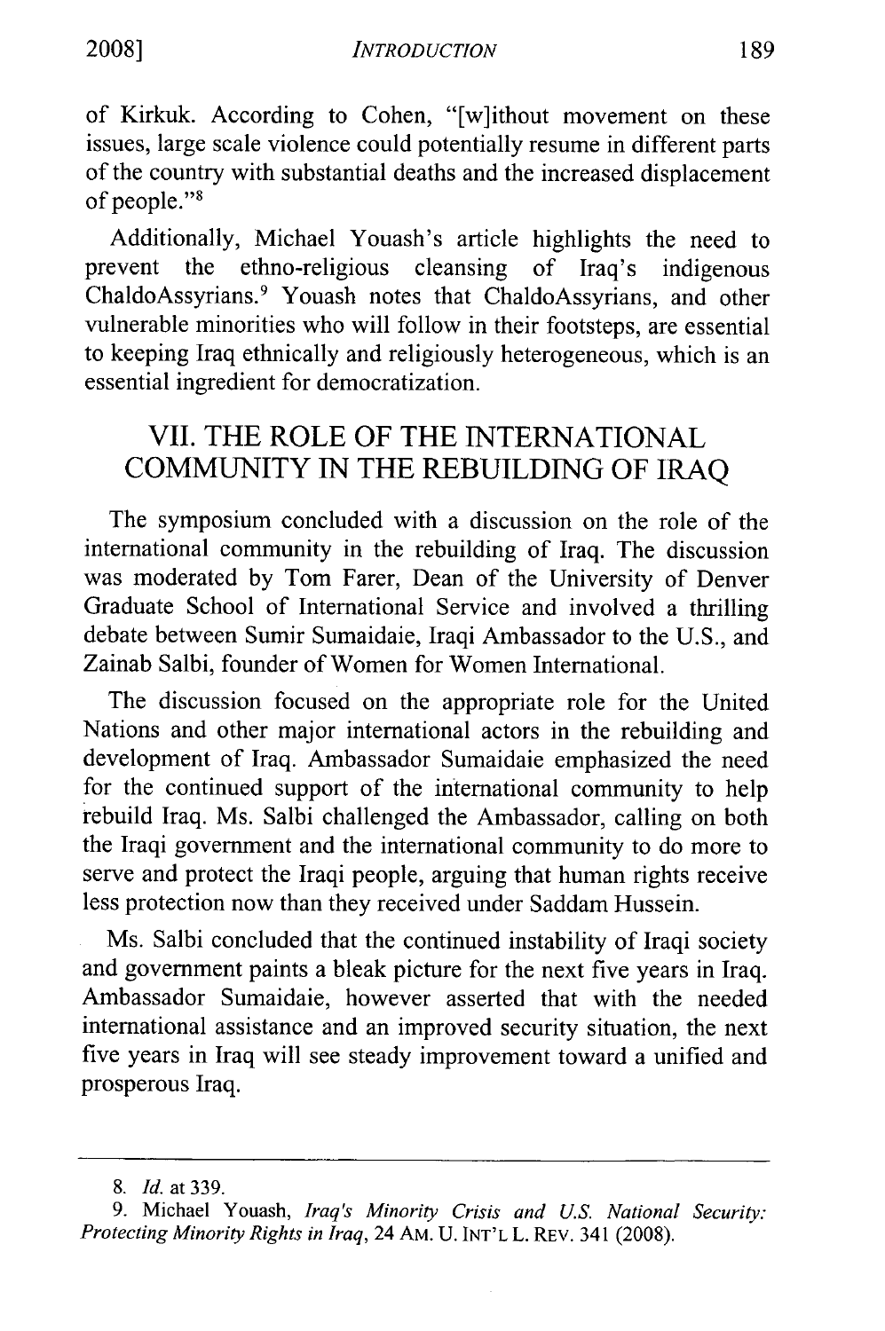of Kirkuk. According to Cohen, "[w]ithout movement on these issues, large scale violence could potentially resume in different parts of the country with substantial deaths and the increased displacement of people."[8]

Additionally, Michael Youash's article highlights the need to prevent the ethno-religious cleansing of Iraq's indigenous ChaldoAssyrians.[9] Youash notes that ChaldoAssyrians, and other vulnerable minorities who will follow in their footsteps, are essential to keeping Iraq ethnically and religiously heterogeneous, which is an essential ingredient for democratization.

## VII. THE ROLE OF THE INTERNATIONAL COMMUNITY IN THE REBUILDING OF IRAQ

The symposium concluded with a discussion on the role of the international community in the rebuilding of Iraq. The discussion was moderated by Tom Farer, Dean of the University of Denver Graduate School of International Service and involved a thrilling debate between Sumir Sumaidaie, Iraqi Ambassador to the U.S., and Zainab Salbi, founder of Women for Women International.

The discussion focused on the appropriate role for the United Nations and other major international actors in the rebuilding and development of Iraq. Ambassador Sumaidaie emphasized the need for the continued support of the international community to help rebuild Iraq. Ms. Salbi challenged the Ambassador, calling on both the Iraqi government and the international community to do more to serve and protect the Iraqi people, arguing that human rights receive less protection now than they received under Saddam Hussein.

Ms. Salbi concluded that the continued instability of Iraqi society and government paints a bleak picture for the next five years in Iraq. Ambassador Sumaidaie, however asserted that with the needed international assistance and an improved security situation, the next five years in Iraq will see steady improvement toward a unified and prosperous Iraq.

---

8. *Id.* at 339.

9. Michael Youash, *Iraq's Minority Crisis and U.S. National Security: Protecting Minority Rights in Iraq*, 24 AM. U. INT'L L. REV. 341 (2008).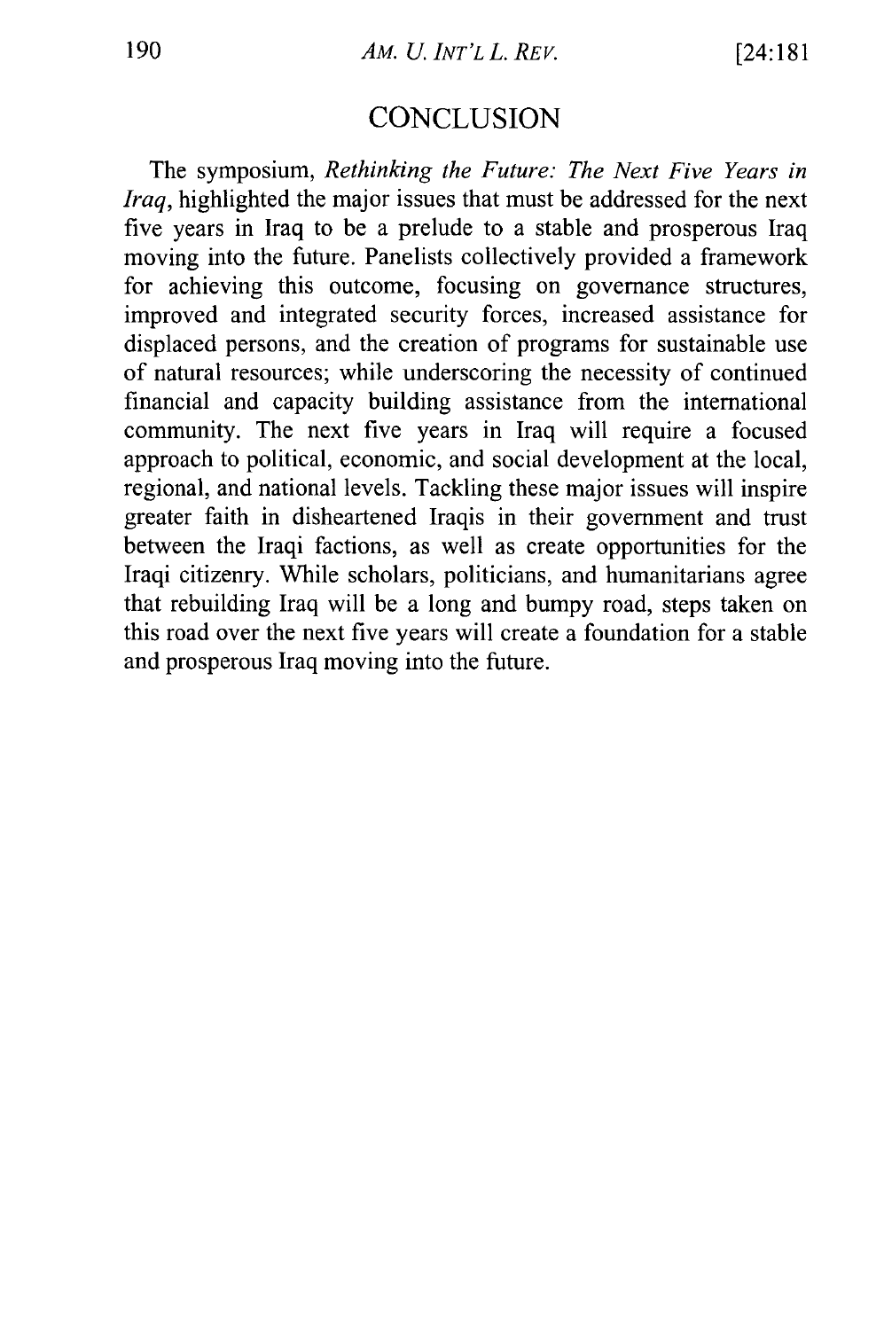## CONCLUSION

The symposium, *Rethinking the Future: The Next Five Years in Iraq*, highlighted the major issues that must be addressed for the next five years in Iraq to be a prelude to a stable and prosperous Iraq moving into the future. Panelists collectively provided a framework for achieving this outcome, focusing on governance structures, improved and integrated security forces, increased assistance for displaced persons, and the creation of programs for sustainable use of natural resources; while underscoring the necessity of continued financial and capacity building assistance from the international community. The next five years in Iraq will require a focused approach to political, economic, and social development at the local, regional, and national levels. Tackling these major issues will inspire greater faith in disheartened Iraqis in their government and trust between the Iraqi factions, as well as create opportunities for the Iraqi citizenry. While scholars, politicians, and humanitarians agree that rebuilding Iraq will be a long and bumpy road, steps taken on this road over the next five years will create a foundation for a stable and prosperous Iraq moving into the future.